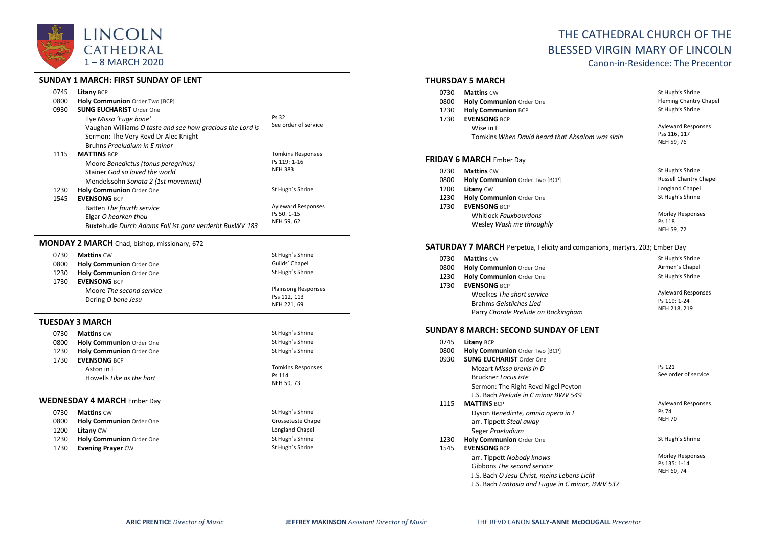# LINCOLN CATHEDRAL

1 – 8 MARCH 2020

# THE CATHEDRAL CHURCH OF THE BLESSED VIRGIN MARY OF LINCOLN

Canon-in-Residence: The Precentor

## SUNDAY 1 MARCH: FIRST SUNDAY OF LENT

| | | |
|---|---|---|
| 0745 | **Litany** BCP | |
| 0800 | **Holy Communion** Order Two [BCP] | |
| 0930 | **SUNG EUCHARIST** Order One<br>Tye *Missa 'Euge bone'*<br>Vaughan Williams *O taste and see how gracious the Lord is*<br>Sermon: The Very Revd Dr Alec Knight<br>Bruhns *Praeludium in E minor* | Ps 32<br>See order of service |
| 1115 | **MATTINS** BCP<br>Moore *Benedictus (tonus peregrinus)*<br>Stainer *God so loved the world*<br>Mendelssohn *Sonata 2 (1st movement)* | Tomkins Responses<br>Ps 119: 1-16<br>NEH 383 |
| 1230 | **Holy Communion** Order One | St Hugh's Shrine |
| 1545 | **EVENSONG** BCP<br>Batten *The fourth service*<br>Elgar *O hearken thou*<br>Buxtehude *Durch Adams Fall ist ganz verderbt BuxWV 183* | Ayleward Responses<br>Ps 50: 1-15<br>NEH 59, 62 |

## MONDAY 2 MARCH Chad, bishop, missionary, 672

| | | |
|---|---|---|
| 0730 | **Mattins** CW | St Hugh's Shrine |
| 0800 | **Holy Communion** Order One | Guilds' Chapel |
| 1230 | **Holy Communion** Order One | St Hugh's Shrine |
| 1730 | **EVENSONG** BCP<br>Moore *The second service*<br>Dering *O bone Jesu* | Plainsong Responses<br>Pss 112, 113<br>NEH 221, 69 |

## TUESDAY 3 MARCH

| | | |
|---|---|---|
| 0730 | **Mattins** CW | St Hugh's Shrine |
| 0800 | **Holy Communion** Order One | St Hugh's Shrine |
| 1230 | **Holy Communion** Order One | St Hugh's Shrine |
| 1730 | **EVENSONG** BCP<br>Aston in F<br>Howells *Like as the hart* | Tomkins Responses<br>Ps 114<br>NEH 59, 73 |

## WEDNESDAY 4 MARCH Ember Day

| | | |
|---|---|---|
| 0730 | **Mattins** CW | St Hugh's Shrine |
| 0800 | **Holy Communion** Order One | Grosseteste Chapel |
| 1200 | **Litany** CW | Longland Chapel |
| 1230 | **Holy Communion** Order One | St Hugh's Shrine |
| 1730 | **Evening Prayer** CW | St Hugh's Shrine |

## THURSDAY 5 MARCH

| | | |
|---|---|---|
| 0730 | **Mattins** CW | St Hugh's Shrine |
| 0800 | **Holy Communion** Order One | Fleming Chantry Chapel |
| 1230 | **Holy Communion** BCP | St Hugh's Shrine |
| 1730 | **EVENSONG** BCP<br>Wise in F<br>Tomkins *When David heard that Absalom was slain* | Ayleward Responses<br>Pss 116, 117<br>NEH 59, 76 |

## FRIDAY 6 MARCH Ember Day

| | | |
|---|---|---|
| 0730 | **Mattins** CW | St Hugh's Shrine |
| 0800 | **Holy Communion** Order Two [BCP] | Russell Chantry Chapel |
| 1200 | **Litany** CW | Longland Chapel |
| 1230 | **Holy Communion** Order One | St Hugh's Shrine |
| 1730 | **EVENSONG** BCP<br>Whitlock *Fauxbourdons*<br>Wesley *Wash me throughly* | Morley Responses<br>Ps 118<br>NEH 59, 72 |

## SATURDAY 7 MARCH Perpetua, Felicity and companions, martyrs, 203; Ember Day

| | | |
|---|---|---|
| 0730 | **Mattins** CW | St Hugh's Shrine |
| 0800 | **Holy Communion** Order One | Airmen's Chapel |
| 1230 | **Holy Communion** Order One | St Hugh's Shrine |
| 1730 | **EVENSONG** BCP<br>Weelkes *The short service*<br>Brahms *Geistliches Lied*<br>Parry *Chorale Prelude on Rockingham* | Ayleward Responses<br>Ps 119: 1-24<br>NEH 218, 219 |

## SUNDAY 8 MARCH: SECOND SUNDAY OF LENT

| | | |
|---|---|---|
| 0745 | **Litany** BCP | |
| 0800 | **Holy Communion** Order Two [BCP] | |
| 0930 | **SUNG EUCHARIST** Order One<br>Mozart *Missa brevis in D*<br>Bruckner *Locus iste*<br>Sermon: The Right Revd Nigel Peyton<br>J.S. Bach *Prelude in C minor BWV 549* | Ps 121<br>See order of service |
| 1115 | **MATTINS** BCP<br>Dyson *Benedicite, omnia opera in F*<br>arr. Tippett *Steal away*<br>Seger *Praeludium* | Ayleward Responses<br>Ps 74<br>NEH 70 |
| 1230 | **Holy Communion** Order One | St Hugh's Shrine |
| 1545 | **EVENSONG** BCP<br>arr. Tippett *Nobody knows*<br>Gibbons *The second service*<br>J.S. Bach *O Jesu Christ, meins Lebens Licht*<br>J.S. Bach *Fantasia and Fugue in C minor, BWV 537* | Morley Responses<br>Ps 135: 1-14<br>NEH 60, 74 |

**ARIC PRENTICE** *Director of Music* — **JEFFREY MAKINSON** *Assistant Director of Music* — THE REVD CANON **SALLY-ANNE McDOUGALL** *Precentor*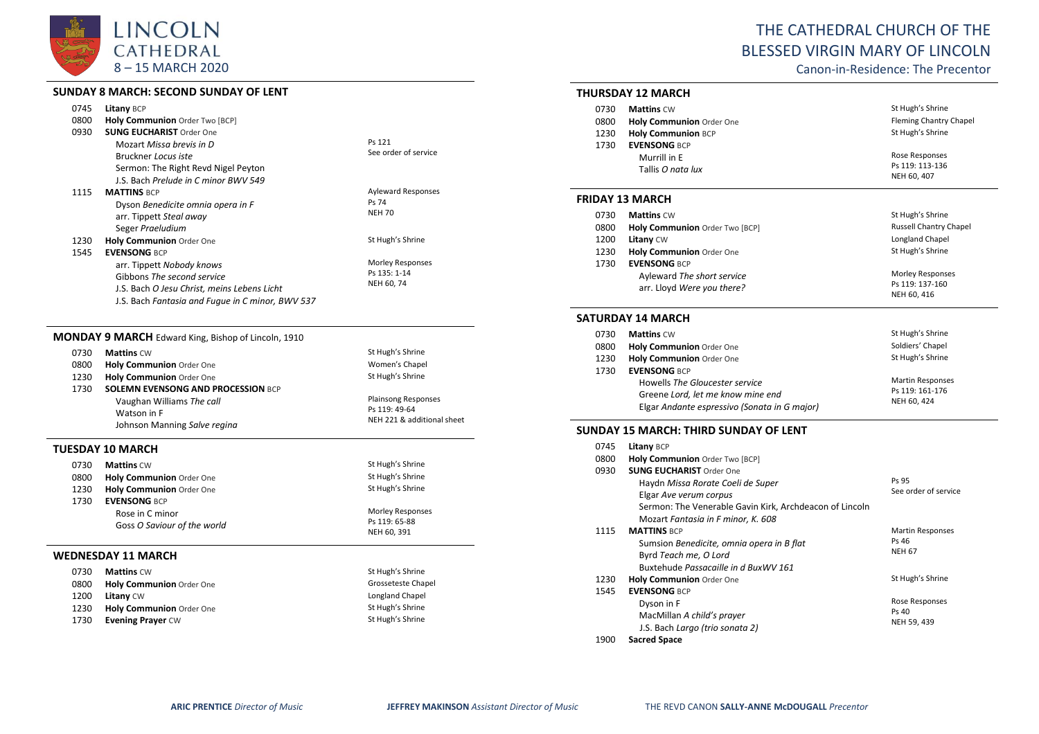# LINCOLN CATHEDRAL

8 – 15 MARCH 2020

# THE CATHEDRAL CHURCH OF THE BLESSED VIRGIN MARY OF LINCOLN

Canon-in-Residence: The Precentor

## SUNDAY 8 MARCH: SECOND SUNDAY OF LENT

| | | |
|---|---|---|
| 0745 | **Litany** BCP | |
| 0800 | **Holy Communion** Order Two [BCP] | |
| 0930 | **SUNG EUCHARIST** Order One | |
| | Mozart *Missa brevis in D* | Ps 121 |
| | Bruckner *Locus iste* | See order of service |
| | Sermon: The Right Revd Nigel Peyton | |
| | J.S. Bach *Prelude in C minor BWV 549* | |
| 1115 | **MATTINS** BCP | Ayleward Responses |
| | Dyson *Benedicite omnia opera in F* | Ps 74 |
| | arr. Tippett *Steal away* | NEH 70 |
| | Seger *Praeludium* | |
| 1230 | **Holy Communion** Order One | St Hugh's Shrine |
| 1545 | **EVENSONG** BCP | |
| | arr. Tippett *Nobody knows* | Morley Responses |
| | Gibbons *The second service* | Ps 135: 1-14 |
| | J.S. Bach *O Jesu Christ, meins Lebens Licht* | NEH 60, 74 |
| | J.S. Bach *Fantasia and Fugue in C minor, BWV 537* | |

## MONDAY 9 MARCH Edward King, Bishop of Lincoln, 1910

| | | |
|---|---|---|
| 0730 | **Mattins** CW | St Hugh's Shrine |
| 0800 | **Holy Communion** Order One | Women's Chapel |
| 1230 | **Holy Communion** Order One | St Hugh's Shrine |
| 1730 | **SOLEMN EVENSONG AND PROCESSION** BCP | |
| | Vaughan Williams *The call* | Plainsong Responses |
| | Watson in F | Ps 119: 49-64 |
| | Johnson Manning *Salve regina* | NEH 221 & additional sheet |

## TUESDAY 10 MARCH

| | | |
|---|---|---|
| 0730 | **Mattins** CW | St Hugh's Shrine |
| 0800 | **Holy Communion** Order One | St Hugh's Shrine |
| 1230 | **Holy Communion** Order One | St Hugh's Shrine |
| 1730 | **EVENSONG** BCP | |
| | Rose in C minor | Morley Responses |
| | Goss *O Saviour of the world* | Ps 119: 65-88 |
| | | NEH 60, 391 |

## WEDNESDAY 11 MARCH

| | | |
|---|---|---|
| 0730 | **Mattins** CW | St Hugh's Shrine |
| 0800 | **Holy Communion** Order One | Grosseteste Chapel |
| 1200 | **Litany** CW | Longland Chapel |
| 1230 | **Holy Communion** Order One | St Hugh's Shrine |
| 1730 | **Evening Prayer** CW | St Hugh's Shrine |

## THURSDAY 12 MARCH

| | | |
|---|---|---|
| 0730 | **Mattins** CW | St Hugh's Shrine |
| 0800 | **Holy Communion** Order One | Fleming Chantry Chapel |
| 1230 | **Holy Communion** BCP | St Hugh's Shrine |
| 1730 | **EVENSONG** BCP | |
| | Murrill in E | Rose Responses |
| | Tallis *O nata lux* | Ps 119: 113-136 |
| | | NEH 60, 407 |

## FRIDAY 13 MARCH

| | | |
|---|---|---|
| 0730 | **Mattins** CW | St Hugh's Shrine |
| 0800 | **Holy Communion** Order Two [BCP] | Russell Chantry Chapel |
| 1200 | **Litany** CW | Longland Chapel |
| 1230 | **Holy Communion** Order One | St Hugh's Shrine |
| 1730 | **EVENSONG** BCP | |
| | Ayleward *The short service* | Morley Responses |
| | arr. Lloyd *Were you there?* | Ps 119: 137-160 |
| | | NEH 60, 416 |

## SATURDAY 14 MARCH

| | | |
|---|---|---|
| 0730 | **Mattins** CW | St Hugh's Shrine |
| 0800 | **Holy Communion** Order One | Soldiers' Chapel |
| 1230 | **Holy Communion** Order One | St Hugh's Shrine |
| 1730 | **EVENSONG** BCP | |
| | Howells *The Gloucester service* | Martin Responses |
| | Greene *Lord, let me know mine end* | Ps 119: 161-176 |
| | Elgar *Andante espressivo (Sonata in G major)* | NEH 60, 424 |

## SUNDAY 15 MARCH: THIRD SUNDAY OF LENT

| | | |
|---|---|---|
| 0745 | **Litany** BCP | |
| 0800 | **Holy Communion** Order Two [BCP] | |
| 0930 | **SUNG EUCHARIST** Order One | |
| | Haydn *Missa Rorate Coeli de Super* | Ps 95 |
| | Elgar *Ave verum corpus* | See order of service |
| | Sermon: The Venerable Gavin Kirk, Archdeacon of Lincoln | |
| | Mozart *Fantasia in F minor, K. 608* | |
| 1115 | **MATTINS** BCP | Martin Responses |
| | Sumsion *Benedicite, omnia opera in B flat* | Ps 46 |
| | Byrd *Teach me, O Lord* | NEH 67 |
| | Buxtehude *Passacaille in d BuxWV 161* | |
| 1230 | **Holy Communion** Order One | St Hugh's Shrine |
| 1545 | **EVENSONG** BCP | |
| | Dyson in F | Rose Responses |
| | MacMillan *A child's prayer* | Ps 40 |
| | J.S. Bach *Largo (trio sonata 2)* | NEH 59, 439 |
| 1900 | **Sacred Space** | |

**ARIC PRENTICE** *Director of Music* **JEFFREY MAKINSON** *Assistant Director of Music* THE REVD CANON **SALLY-ANNE McDOUGALL** *Precentor*